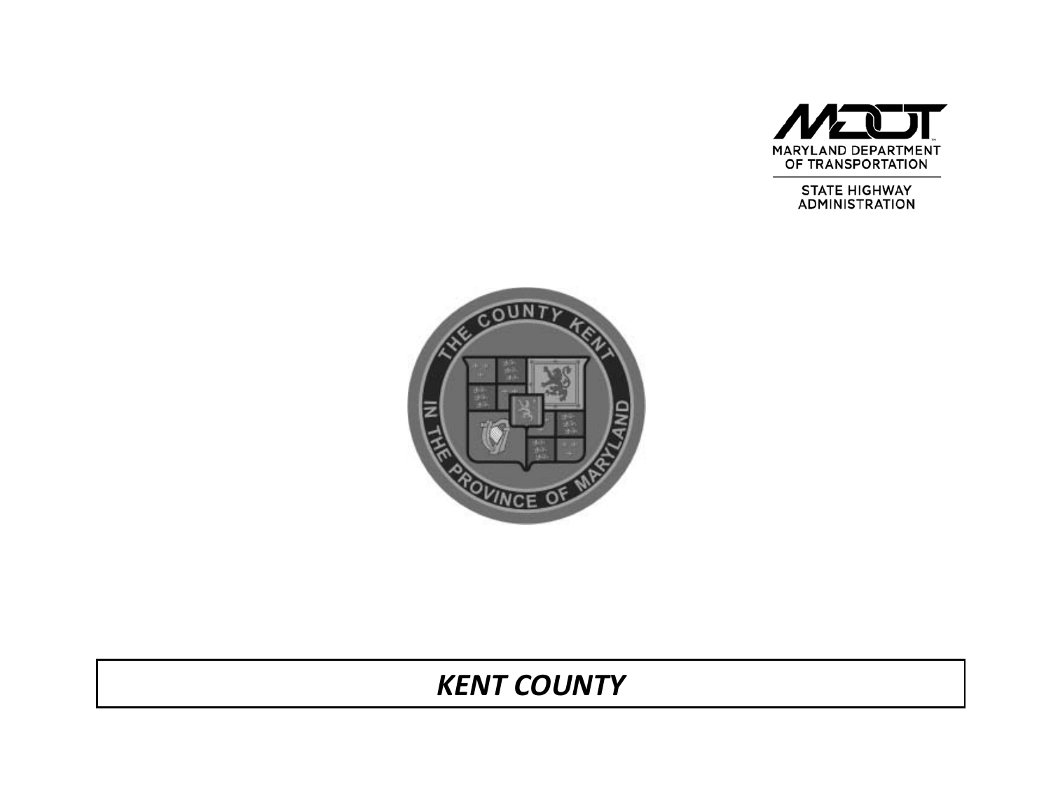MARYLAND DEPARTMENT OF TRANSPORTATION

STATE HIGHWAY ADMINISTRATION

THE COUNTY KENT IN THE PROVINCE OF MARYLAND

# *KENT COUNTY*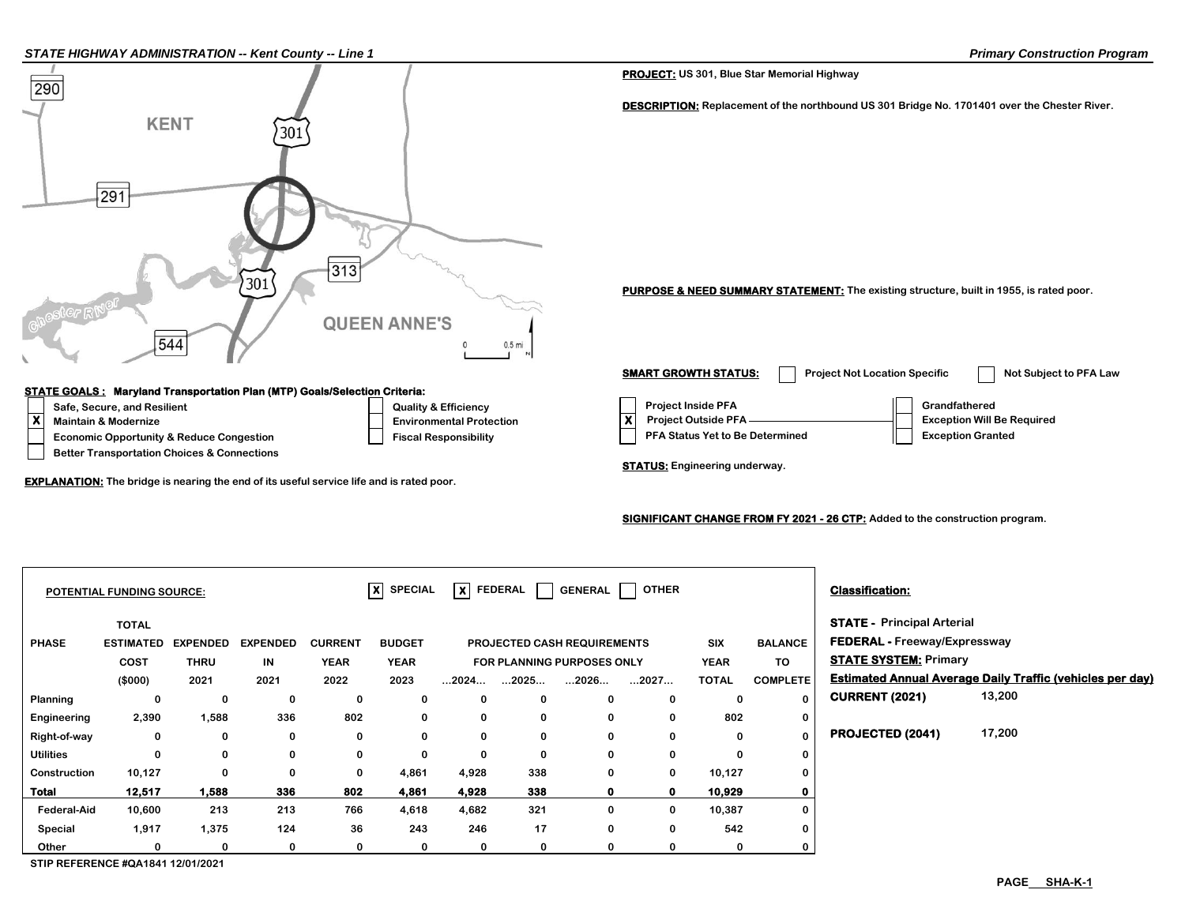**PROJECT:** US 301, Blue Star Memorial Highway

**DESCRIPTION:** Replacement of the northbound US 301 Bridge No. 1701401 over the Chester River.

**PURPOSE & NEED SUMMARY STATEMENT:** The existing structure, built in 1955, is rated poor.

**SMART GROWTH STATUS:** [ ] Project Not Location Specific [ ] Not Subject to PFA Law

- [ ] Project Inside PFA
- [X] Project Outside PFA
- [ ] PFA Status Yet to Be Determined
- [ ] Grandfathered
- [ ] Exception Will Be Required
- [ ] Exception Granted

**STATUS:** Engineering underway.

**SIGNIFICANT CHANGE FROM FY 2021 - 26 CTP:** Added to the construction program.

**STATE GOALS : Maryland Transportation Plan (MTP) Goals/Selection Criteria:**

- [ ] Safe, Secure, and Resilient
- [X] Maintain & Modernize
- [ ] Economic Opportunity & Reduce Congestion
- [ ] Better Transportation Choices & Connections
- [ ] Quality & Efficiency
- [ ] Environmental Protection
- [ ] Fiscal Responsibility

**EXPLANATION:** The bridge is nearing the end of its useful service life and is rated poor.

**POTENTIAL FUNDING SOURCE:** [X] SPECIAL [X] FEDERAL [ ] GENERAL [ ] OTHER

| PHASE | TOTAL ESTIMATED COST ($000) | EXPENDED THRU 2021 | EXPENDED IN 2021 | CURRENT YEAR 2022 | BUDGET YEAR 2023 | PROJECTED CASH REQUIREMENTS FOR PLANNING PURPOSES ONLY ...2024... | ...2025... | ...2026... | ...2027... | SIX YEAR TOTAL | BALANCE TO COMPLETE |
|---|---|---|---|---|---|---|---|---|---|---|---|
| Planning | 0 | 0 | 0 | 0 | 0 | 0 | 0 | 0 | 0 | 0 | 0 |
| Engineering | 2,390 | 1,588 | 336 | 802 | 0 | 0 | 0 | 0 | 0 | 802 | 0 |
| Right-of-way | 0 | 0 | 0 | 0 | 0 | 0 | 0 | 0 | 0 | 0 | 0 |
| Utilities | 0 | 0 | 0 | 0 | 0 | 0 | 0 | 0 | 0 | 0 | 0 |
| Construction | 10,127 | 0 | 0 | 0 | 4,861 | 4,928 | 338 | 0 | 0 | 10,127 | 0 |
| **Total** | **12,517** | **1,588** | **336** | **802** | **4,861** | **4,928** | **338** | **0** | **0** | **10,929** | **0** |
| Federal-Aid | 10,600 | 213 | 213 | 766 | 4,618 | 4,682 | 321 | 0 | 0 | 10,387 | 0 |
| Special | 1,917 | 1,375 | 124 | 36 | 243 | 246 | 17 | 0 | 0 | 542 | 0 |
| Other | 0 | 0 | 0 | 0 | 0 | 0 | 0 | 0 | 0 | 0 | 0 |

STIP REFERENCE #QA1841 12/01/2021

**Classification:**

**STATE -** Principal Arterial

**FEDERAL -** Freeway/Expressway

**STATE SYSTEM:** Primary

**Estimated Annual Average Daily Traffic (vehicles per day)**

**CURRENT (2021)** 13,200

**PROJECTED (2041)** 17,200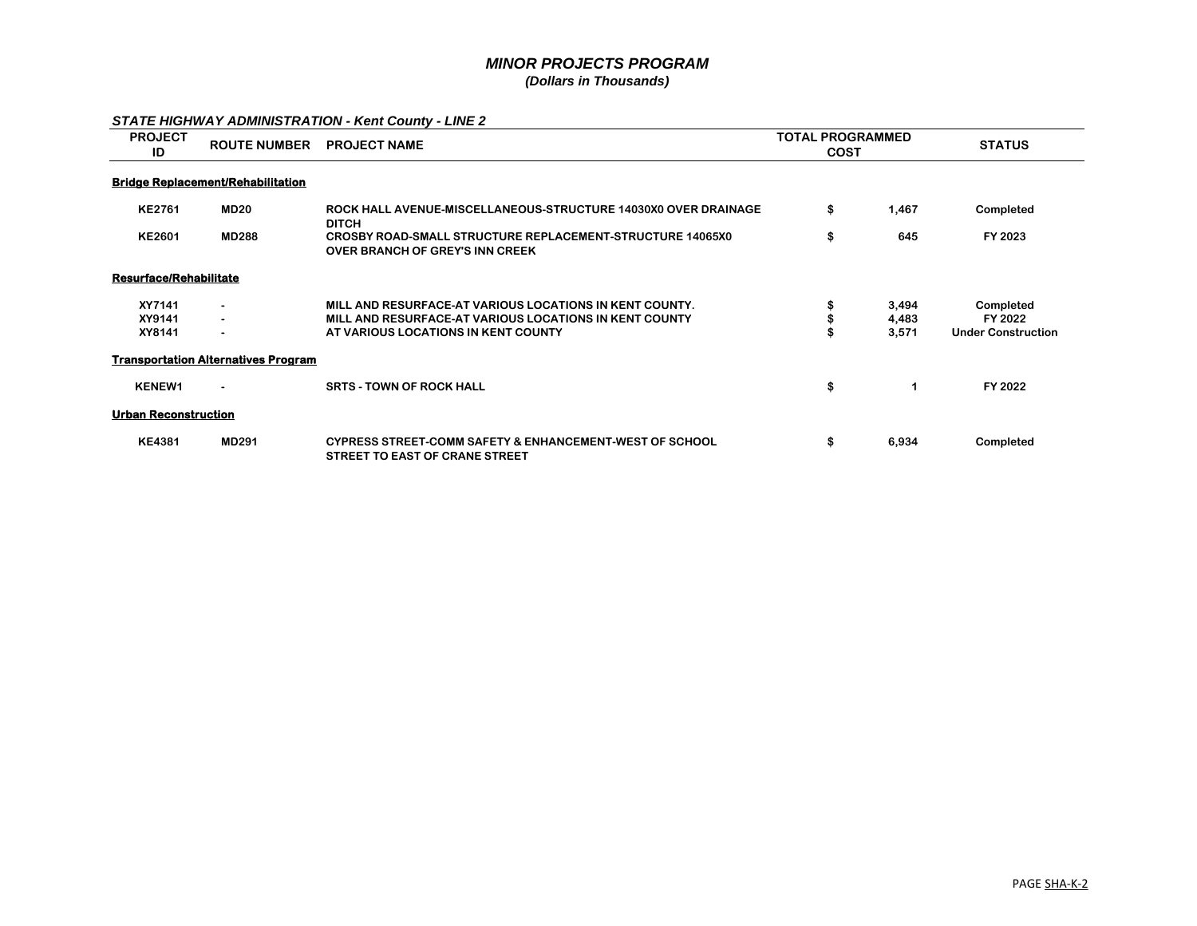# *MINOR PROJECTS PROGRAM*

***(Dollars in Thousands)***

***STATE HIGHWAY ADMINISTRATION - Kent County - LINE 2***

| PROJECT ID | ROUTE NUMBER | PROJECT NAME | TOTAL PROGRAMMED COST | | STATUS |
|---|---|---|---|---|---|
| **Bridge Replacement/Rehabilitation** | | | | | |
| KE2761 | MD20 | ROCK HALL AVENUE-MISCELLANEOUS-STRUCTURE 14030X0 OVER DRAINAGE DITCH | $ | 1,467 | Completed |
| KE2601 | MD288 | CROSBY ROAD-SMALL STRUCTURE REPLACEMENT-STRUCTURE 14065X0 OVER BRANCH OF GREY'S INN CREEK | $ | 645 | FY 2023 |
| **Resurface/Rehabilitate** | | | | | |
| XY7141 | - | MILL AND RESURFACE-AT VARIOUS LOCATIONS IN KENT COUNTY. | $ | 3,494 | Completed |
| XY9141 | - | MILL AND RESURFACE-AT VARIOUS LOCATIONS IN KENT COUNTY | $ | 4,483 | FY 2022 |
| XY8141 | - | AT VARIOUS LOCATIONS IN KENT COUNTY | $ | 3,571 | Under Construction |
| **Transportation Alternatives Program** | | | | | |
| KENEW1 | - | SRTS - TOWN OF ROCK HALL | $ | 1 | FY 2022 |
| **Urban Reconstruction** | | | | | |
| KE4381 | MD291 | CYPRESS STREET-COMM SAFETY & ENHANCEMENT-WEST OF SCHOOL STREET TO EAST OF CRANE STREET | $ | 6,934 | Completed |